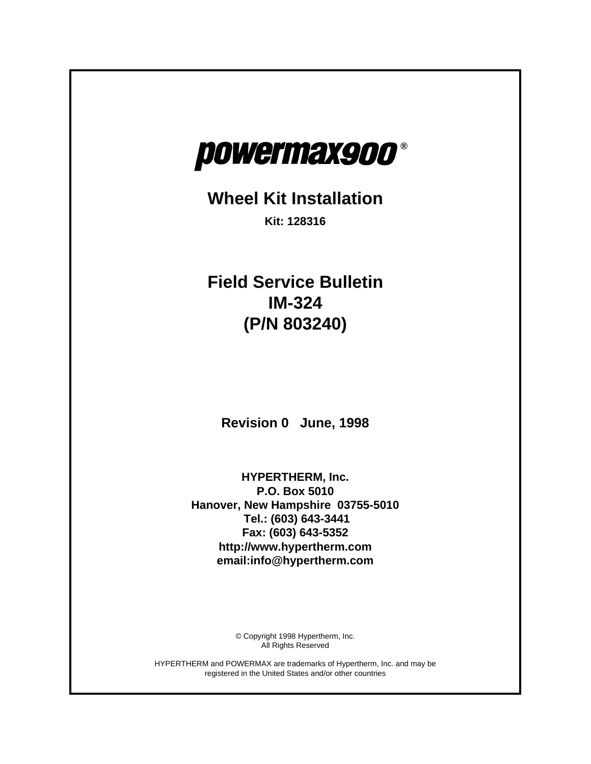# powermax900®

## Wheel Kit Installation

**Kit: 128316**

## Field Service Bulletin
## IM-324
## (P/N 803240)

**Revision 0 June, 1998**

**HYPERTHERM, Inc.**
**P.O. Box 5010**
**Hanover, New Hampshire 03755-5010**
**Tel.: (603) 643-3441**
**Fax: (603) 643-5352**
**http://www.hypertherm.com**
**email:info@hypertherm.com**

© Copyright 1998 Hypertherm, Inc.
All Rights Reserved

HYPERTHERM and POWERMAX are trademarks of Hypertherm, Inc. and may be registered in the United States and/or other countries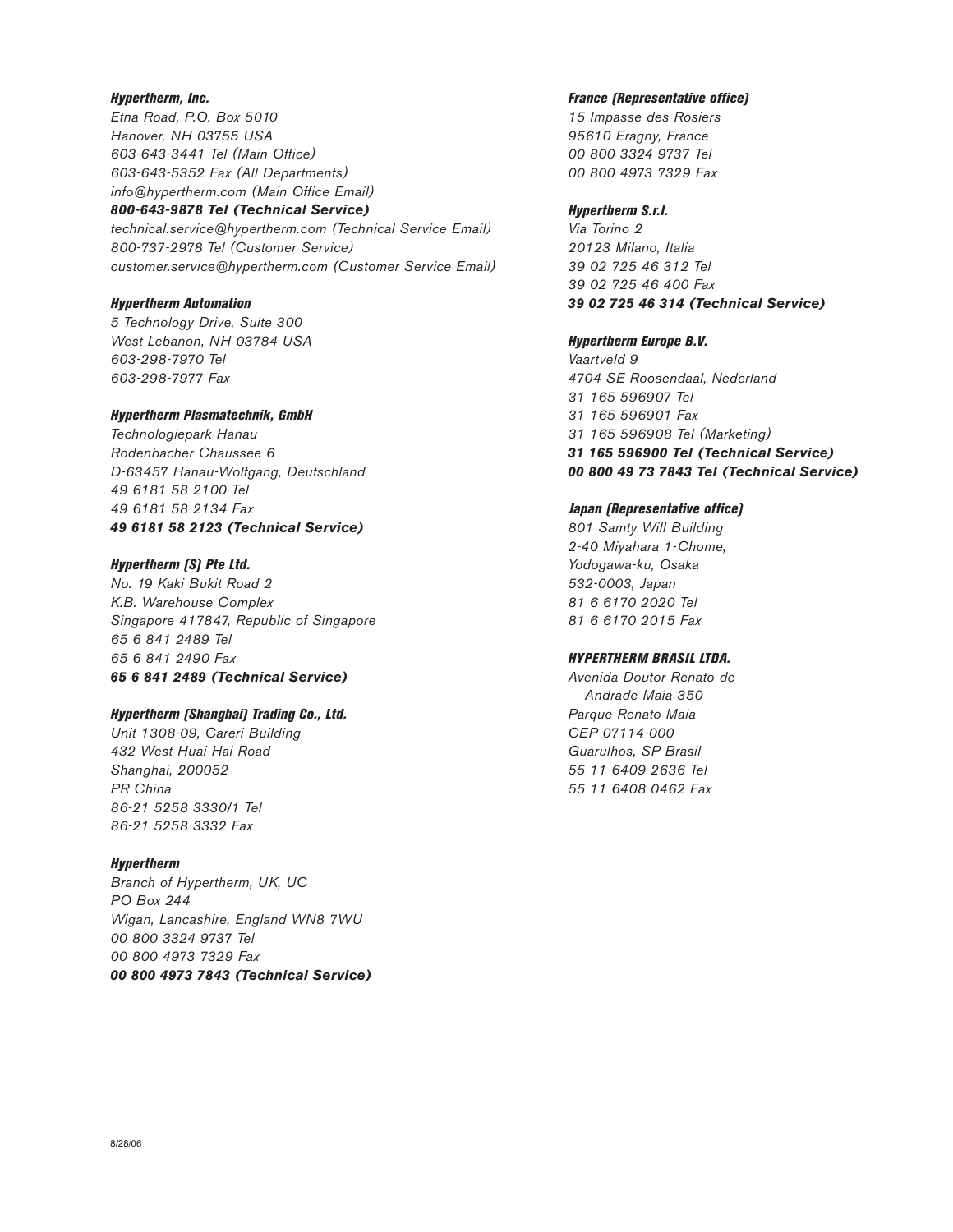**Hypertherm, Inc.**
*Etna Road, P.O. Box 5010*
*Hanover, NH 03755 USA*
*603-643-3441 Tel (Main Office)*
*603-643-5352 Fax (All Departments)*
*info@hypertherm.com (Main Office Email)*
***800-643-9878 Tel (Technical Service)***
*technical.service@hypertherm.com (Technical Service Email)*
*800-737-2978 Tel (Customer Service)*
*customer.service@hypertherm.com (Customer Service Email)*

**Hypertherm Automation**
*5 Technology Drive, Suite 300*
*West Lebanon, NH 03784 USA*
*603-298-7970 Tel*
*603-298-7977 Fax*

**Hypertherm Plasmatechnik, GmbH**
*Technologiepark Hanau*
*Rodenbacher Chaussee 6*
*D-63457 Hanau-Wolfgang, Deutschland*
*49 6181 58 2100 Tel*
*49 6181 58 2134 Fax*
***49 6181 58 2123 (Technical Service)***

**Hypertherm (S) Pte Ltd.**
*No. 19 Kaki Bukit Road 2*
*K.B. Warehouse Complex*
*Singapore 417847, Republic of Singapore*
*65 6 841 2489 Tel*
*65 6 841 2490 Fax*
***65 6 841 2489 (Technical Service)***

**Hypertherm (Shanghai) Trading Co., Ltd.**
*Unit 1308-09, Careri Building*
*432 West Huai Hai Road*
*Shanghai, 200052*
*PR China*
*86-21 5258 3330/1 Tel*
*86-21 5258 3332 Fax*

**Hypertherm**
*Branch of Hypertherm, UK, UC*
*PO Box 244*
*Wigan, Lancashire, England WN8 7WU*
*00 800 3324 9737 Tel*
*00 800 4973 7329 Fax*
***00 800 4973 7843 (Technical Service)***

**France (Representative office)**
*15 Impasse des Rosiers*
*95610 Eragny, France*
*00 800 3324 9737 Tel*
*00 800 4973 7329 Fax*

**Hypertherm S.r.l.**
*Via Torino 2*
*20123 Milano, Italia*
*39 02 725 46 312 Tel*
*39 02 725 46 400 Fax*
***39 02 725 46 314 (Technical Service)***

**Hypertherm Europe B.V.**
*Vaartveld 9*
*4704 SE Roosendaal, Nederland*
*31 165 596907 Tel*
*31 165 596901 Fax*
*31 165 596908 Tel (Marketing)*
***31 165 596900 Tel (Technical Service)***
***00 800 49 73 7843 Tel (Technical Service)***

**Japan (Representative office)**
*801 Samty Will Building*
*2-40 Miyahara 1-Chome,*
*Yodogawa-ku, Osaka*
*532-0003, Japan*
*81 6 6170 2020 Tel*
*81 6 6170 2015 Fax*

**HYPERTHERM BRASIL LTDA.**
*Avenida Doutor Renato de Andrade Maia 350*
*Parque Renato Maia*
*CEP 07114-000*
*Guarulhos, SP Brasil*
*55 11 6409 2636 Tel*
*55 11 6408 0462 Fax*

8/28/06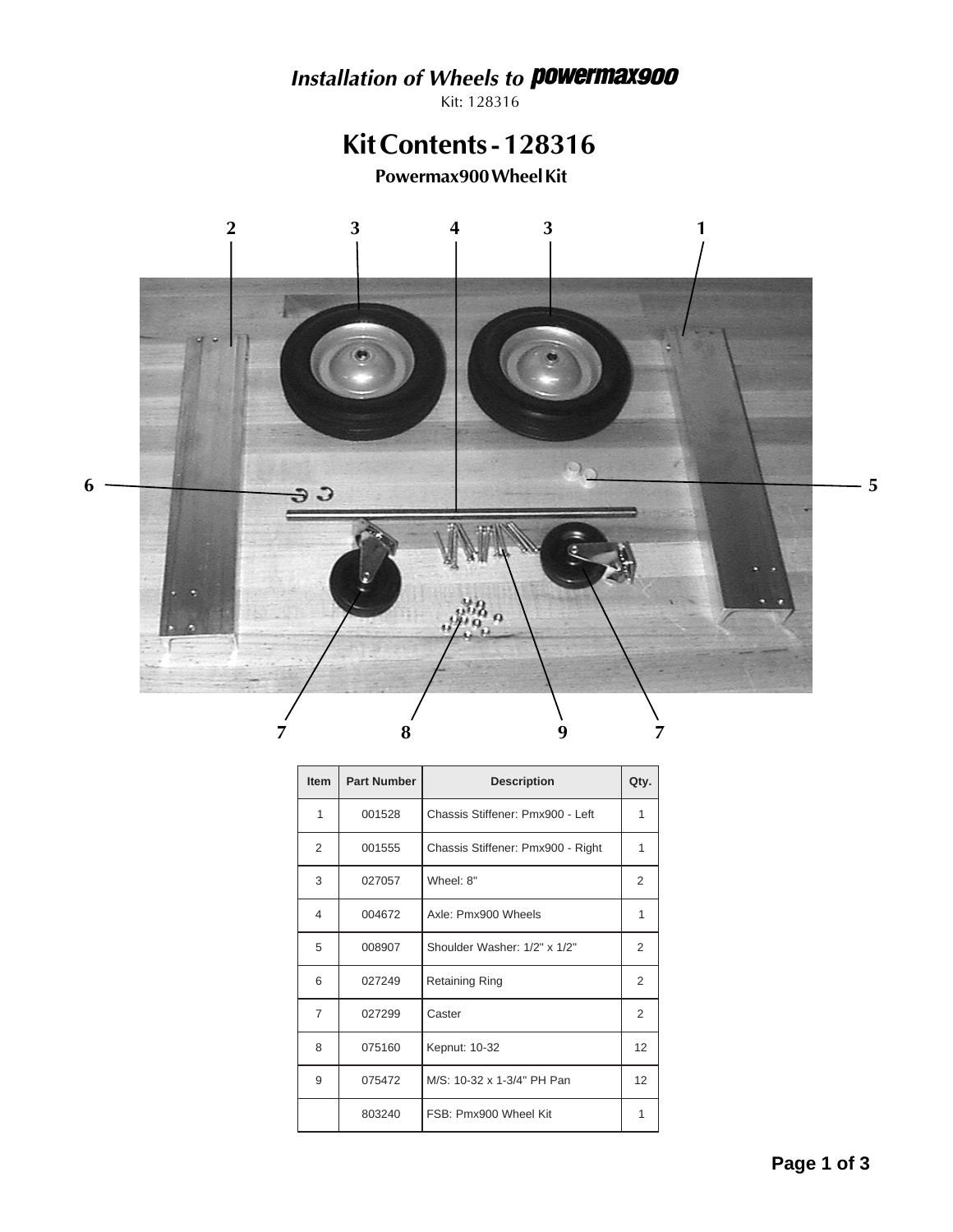## *Installation of Wheels to* **powermax900**

Kit: 128316

# Kit Contents - 128316

### Powermax900 Wheel Kit

| Item | Part Number | Description | Qty. |
|---|---|---|---|
| 1 | 001528 | Chassis Stiffener: Pmx900 - Left | 1 |
| 2 | 001555 | Chassis Stiffener: Pmx900 - Right | 1 |
| 3 | 027057 | Wheel: 8" | 2 |
| 4 | 004672 | Axle: Pmx900 Wheels | 1 |
| 5 | 008907 | Shoulder Washer: 1/2" x 1/2" | 2 |
| 6 | 027249 | Retaining Ring | 2 |
| 7 | 027299 | Caster | 2 |
| 8 | 075160 | Kepnut: 10-32 | 12 |
| 9 | 075472 | M/S: 10-32 x 1-3/4" PH Pan | 12 |
| | 803240 | FSB: Pmx900 Wheel Kit | 1 |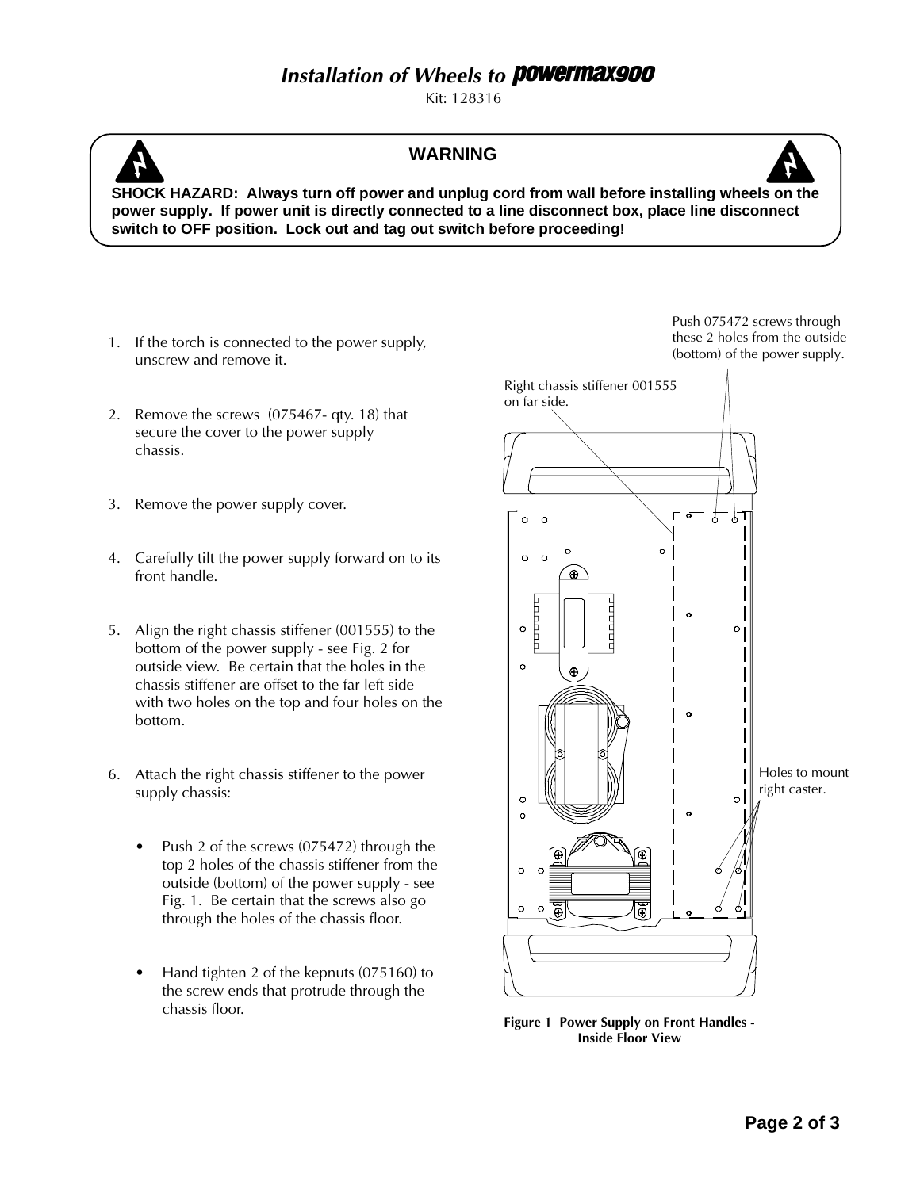# *Installation of Wheels to* **powermax900**

Kit: 128316

**WARNING**

**SHOCK HAZARD: Always turn off power and unplug cord from wall before installing wheels on the power supply. If power unit is directly connected to a line disconnect box, place line disconnect switch to OFF position. Lock out and tag out switch before proceeding!**

1. If the torch is connected to the power supply, unscrew and remove it.
2. Remove the screws (075467- qty. 18) that secure the cover to the power supply chassis.
3. Remove the power supply cover.
4. Carefully tilt the power supply forward on to its front handle.
5. Align the right chassis stiffener (001555) to the bottom of the power supply - see Fig. 2 for outside view. Be certain that the holes in the chassis stiffener are offset to the far left side with two holes on the top and four holes on the bottom.
6. Attach the right chassis stiffener to the power supply chassis:
   - Push 2 of the screws (075472) through the top 2 holes of the chassis stiffener from the outside (bottom) of the power supply - see Fig. 1. Be certain that the screws also go through the holes of the chassis floor.
   - Hand tighten 2 of the kepnuts (075160) to the screw ends that protrude through the chassis floor.

Push 075472 screws through these 2 holes from the outside (bottom) of the power supply.

Right chassis stiffener 001555 on far side.

Holes to mount right caster.

**Figure 1 Power Supply on Front Handles - Inside Floor View**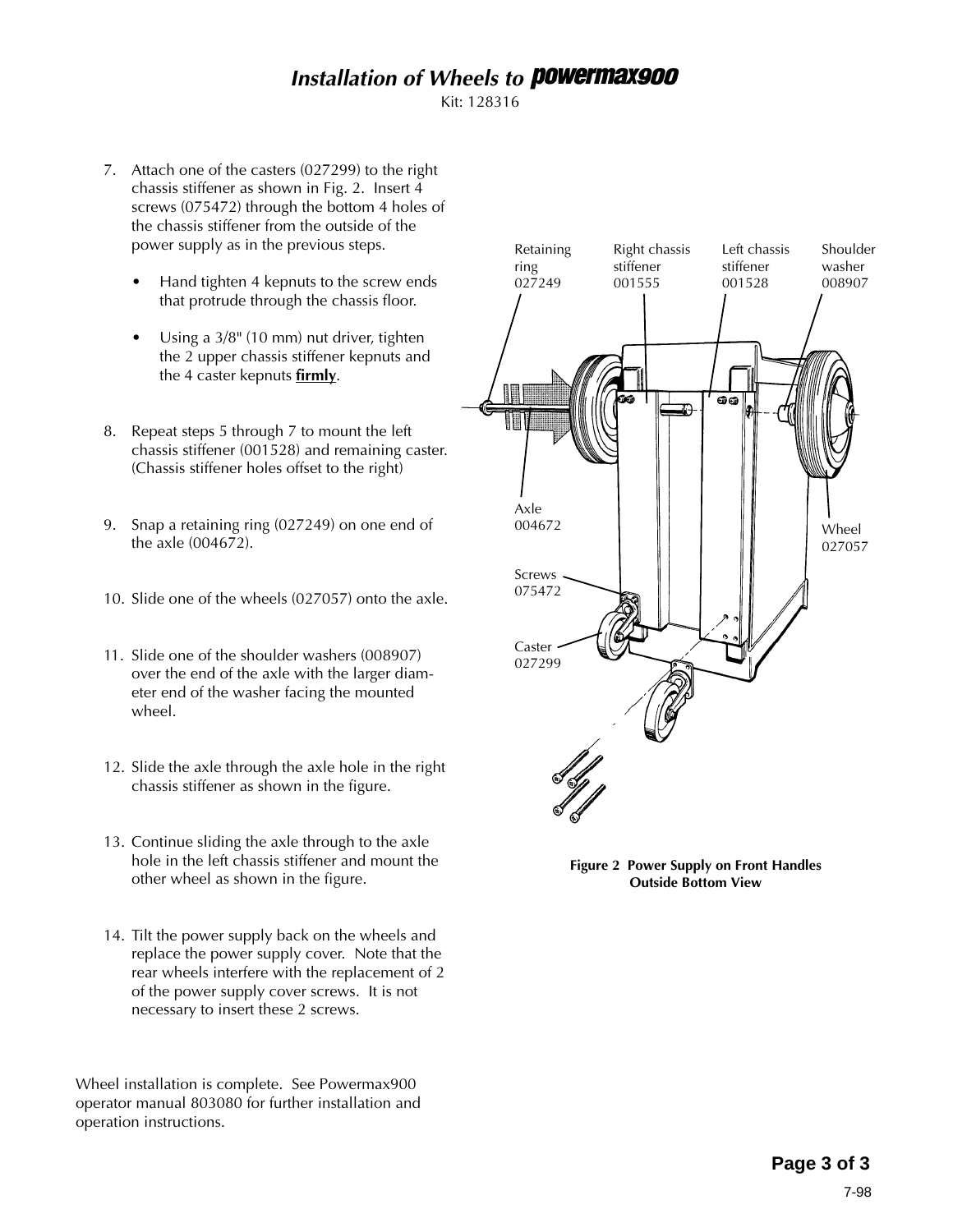## *Installation of Wheels to powermax900*

Kit: 128316

7. Attach one of the casters (027299) to the right chassis stiffener as shown in Fig. 2. Insert 4 screws (075472) through the bottom 4 holes of the chassis stiffener from the outside of the power supply as in the previous steps.

   - Hand tighten 4 kepnuts to the screw ends that protrude through the chassis floor.

   - Using a 3/8" (10 mm) nut driver, tighten the 2 upper chassis stiffener kepnuts and the 4 caster kepnuts **firmly**.

8. Repeat steps 5 through 7 to mount the left chassis stiffener (001528) and remaining caster. (Chassis stiffener holes offset to the right)

9. Snap a retaining ring (027249) on one end of the axle (004672).

10. Slide one of the wheels (027057) onto the axle.

11. Slide one of the shoulder washers (008907) over the end of the axle with the larger diameter end of the washer facing the mounted wheel.

12. Slide the axle through the axle hole in the right chassis stiffener as shown in the figure.

13. Continue sliding the axle through to the axle hole in the left chassis stiffener and mount the other wheel as shown in the figure.

14. Tilt the power supply back on the wheels and replace the power supply cover. Note that the rear wheels interfere with the replacement of 2 of the power supply cover screws. It is not necessary to insert these 2 screws.

Retaining ring 027249

Right chassis stiffener 001555

Left chassis stiffener 001528

Shoulder washer 008907

Axle 004672

Wheel 027057

Screws 075472

Caster 027299

**Figure 2 Power Supply on Front Handles Outside Bottom View**

Wheel installation is complete. See Powermax900 operator manual 803080 for further installation and operation instructions.

7-98